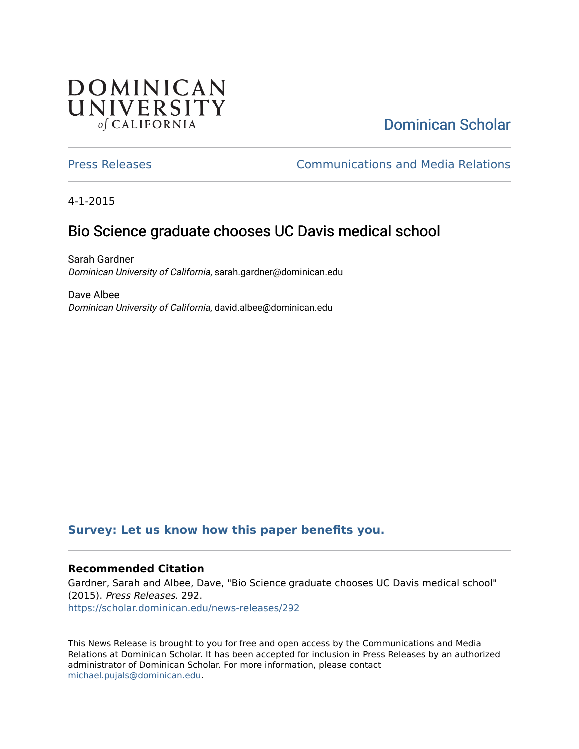DOMINICAN UNIVERSITY of CALIFORNIA

Dominican Scholar

Press Releases

Communications and Media Relations

4-1-2015

# Bio Science graduate chooses UC Davis medical school

Sarah Gardner
*Dominican University of California*, sarah.gardner@dominican.edu

Dave Albee
*Dominican University of California*, david.albee@dominican.edu

**Survey: Let us know how this paper benefits you.**

### Recommended Citation

Gardner, Sarah and Albee, Dave, "Bio Science graduate chooses UC Davis medical school" (2015). *Press Releases*. 292.
https://scholar.dominican.edu/news-releases/292

This News Release is brought to you for free and open access by the Communications and Media Relations at Dominican Scholar. It has been accepted for inclusion in Press Releases by an authorized administrator of Dominican Scholar. For more information, please contact michael.pujals@dominican.edu.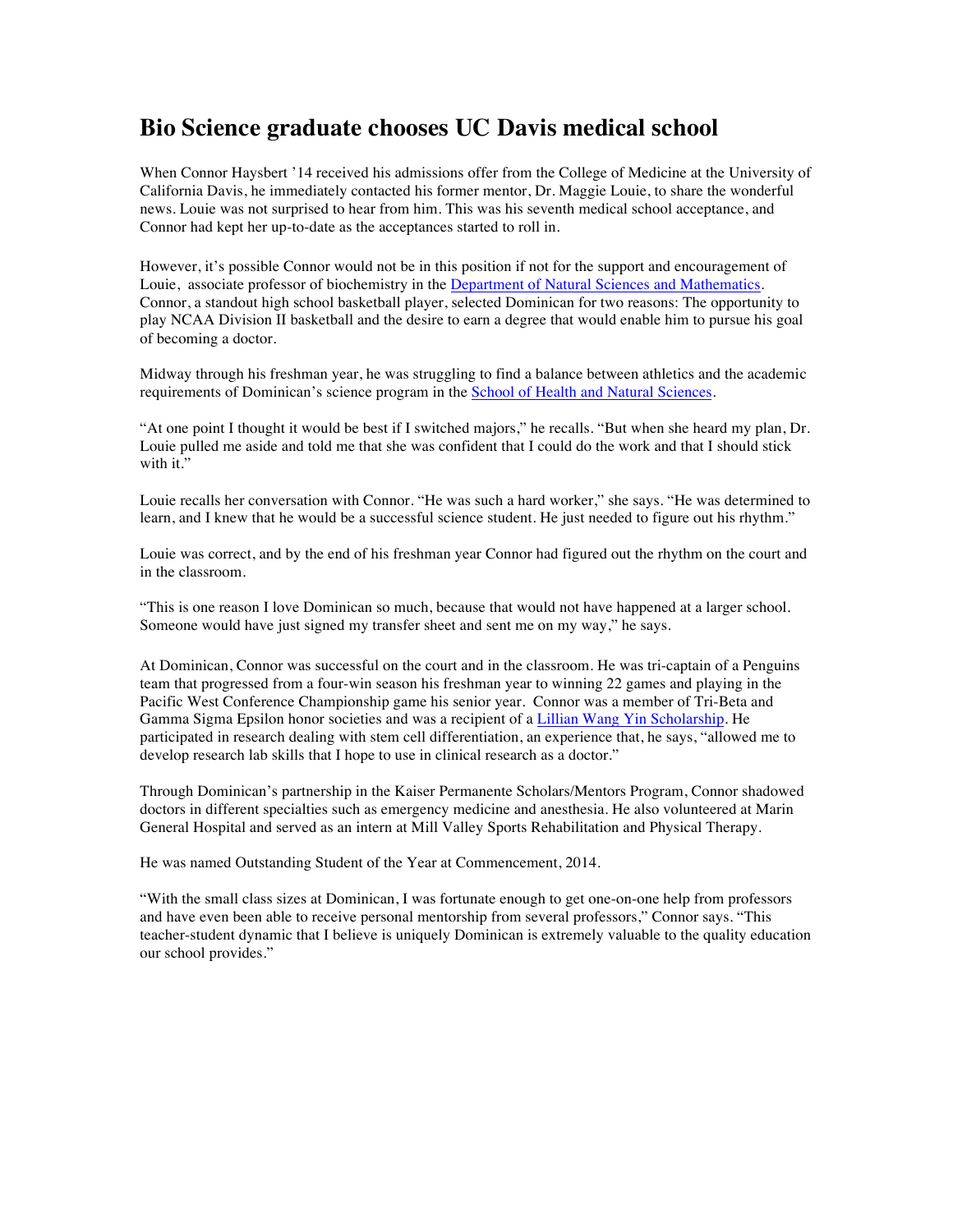# Bio Science graduate chooses UC Davis medical school

When Connor Haysbert '14 received his admissions offer from the College of Medicine at the University of California Davis, he immediately contacted his former mentor, Dr. Maggie Louie, to share the wonderful news. Louie was not surprised to hear from him. This was his seventh medical school acceptance, and Connor had kept her up-to-date as the acceptances started to roll in.

However, it's possible Connor would not be in this position if not for the support and encouragement of Louie, associate professor of biochemistry in the Department of Natural Sciences and Mathematics. Connor, a standout high school basketball player, selected Dominican for two reasons: The opportunity to play NCAA Division II basketball and the desire to earn a degree that would enable him to pursue his goal of becoming a doctor.

Midway through his freshman year, he was struggling to find a balance between athletics and the academic requirements of Dominican's science program in the School of Health and Natural Sciences.

"At one point I thought it would be best if I switched majors," he recalls. "But when she heard my plan, Dr. Louie pulled me aside and told me that she was confident that I could do the work and that I should stick with it."

Louie recalls her conversation with Connor. "He was such a hard worker," she says. "He was determined to learn, and I knew that he would be a successful science student. He just needed to figure out his rhythm."

Louie was correct, and by the end of his freshman year Connor had figured out the rhythm on the court and in the classroom.

"This is one reason I love Dominican so much, because that would not have happened at a larger school. Someone would have just signed my transfer sheet and sent me on my way," he says.

At Dominican, Connor was successful on the court and in the classroom. He was tri-captain of a Penguins team that progressed from a four-win season his freshman year to winning 22 games and playing in the Pacific West Conference Championship game his senior year. Connor was a member of Tri-Beta and Gamma Sigma Epsilon honor societies and was a recipient of a Lillian Wang Yin Scholarship. He participated in research dealing with stem cell differentiation, an experience that, he says, "allowed me to develop research lab skills that I hope to use in clinical research as a doctor."

Through Dominican's partnership in the Kaiser Permanente Scholars/Mentors Program, Connor shadowed doctors in different specialties such as emergency medicine and anesthesia. He also volunteered at Marin General Hospital and served as an intern at Mill Valley Sports Rehabilitation and Physical Therapy.

He was named Outstanding Student of the Year at Commencement, 2014.

"With the small class sizes at Dominican, I was fortunate enough to get one-on-one help from professors and have even been able to receive personal mentorship from several professors," Connor says. "This teacher-student dynamic that I believe is uniquely Dominican is extremely valuable to the quality education our school provides."